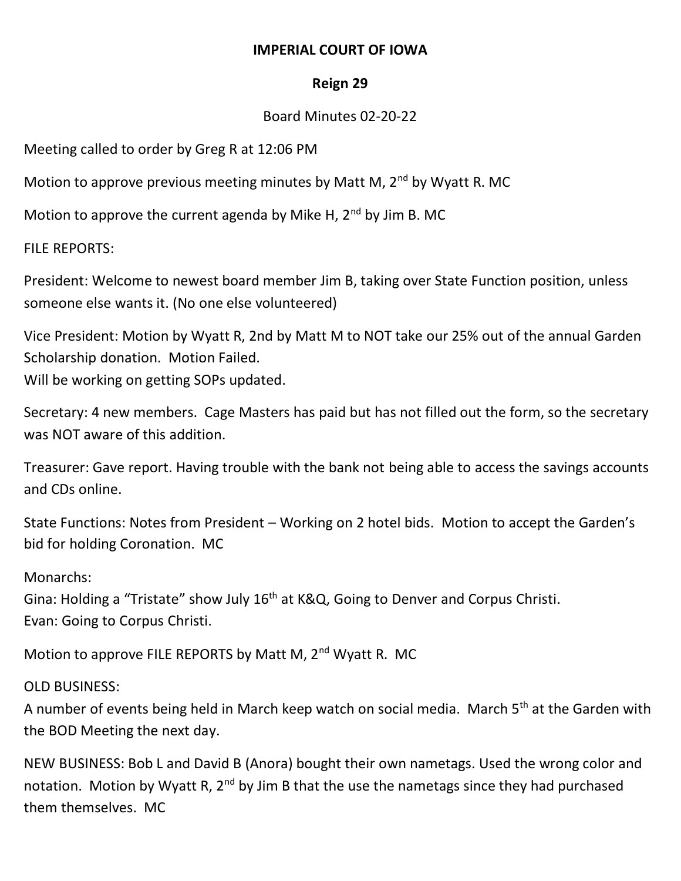**IMPERIAL COURT OF IOWA**

**Reign 29**

Board Minutes 02-20-22

Meeting called to order by Greg R at 12:06 PM

Motion to approve previous meeting minutes by Matt M, 2nd by Wyatt R. MC

Motion to approve the current agenda by Mike H, 2nd by Jim B. MC

FILE REPORTS:

President: Welcome to newest board member Jim B, taking over State Function position, unless someone else wants it. (No one else volunteered)

Vice President: Motion by Wyatt R, 2nd by Matt M to NOT take our 25% out of the annual Garden Scholarship donation. Motion Failed.
Will be working on getting SOPs updated.

Secretary: 4 new members. Cage Masters has paid but has not filled out the form, so the secretary was NOT aware of this addition.

Treasurer: Gave report. Having trouble with the bank not being able to access the savings accounts and CDs online.

State Functions: Notes from President – Working on 2 hotel bids. Motion to accept the Garden's bid for holding Coronation. MC

Monarchs:
Gina: Holding a "Tristate" show July 16th at K&Q, Going to Denver and Corpus Christi.
Evan: Going to Corpus Christi.

Motion to approve FILE REPORTS by Matt M, 2nd Wyatt R. MC

OLD BUSINESS:
A number of events being held in March keep watch on social media. March 5th at the Garden with the BOD Meeting the next day.

NEW BUSINESS: Bob L and David B (Anora) bought their own nametags. Used the wrong color and notation. Motion by Wyatt R, 2nd by Jim B that the use the nametags since they had purchased them themselves. MC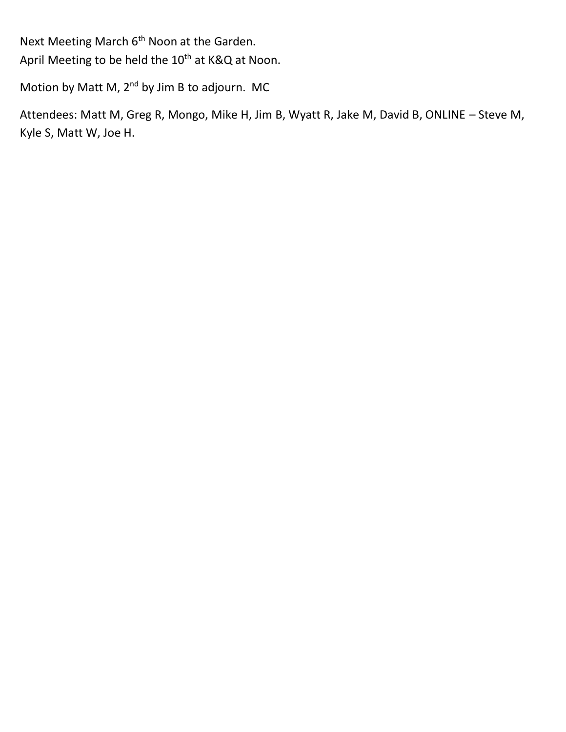Next Meeting March 6th Noon at the Garden.
April Meeting to be held the 10th at K&Q at Noon.

Motion by Matt M, 2nd by Jim B to adjourn. MC

Attendees: Matt M, Greg R, Mongo, Mike H, Jim B, Wyatt R, Jake M, David B, ONLINE – Steve M, Kyle S, Matt W, Joe H.